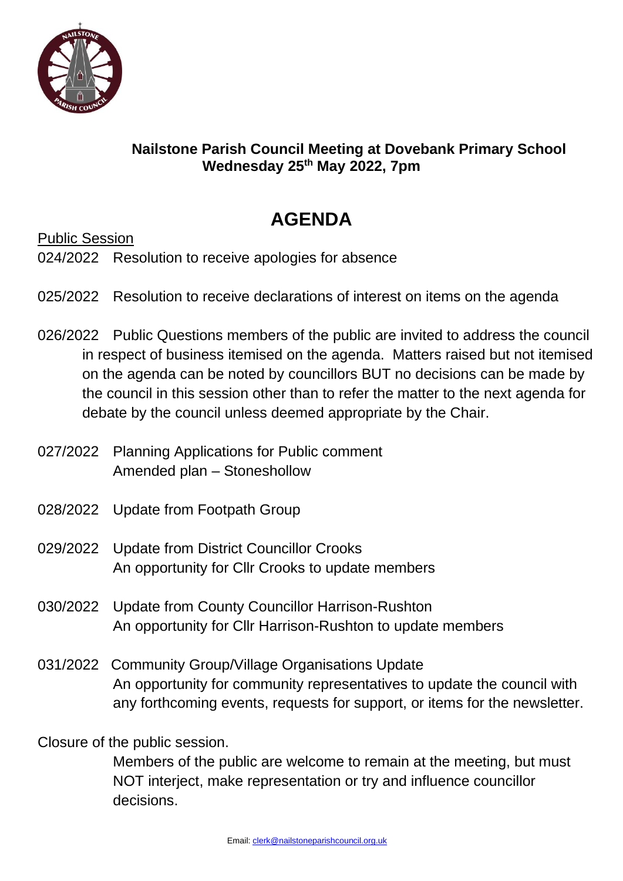**Nailstone Parish Council Meeting at Dovebank Primary School**
**Wednesday 25th May 2022, 7pm**

# AGENDA

<u>Public Session</u>

024/2022 Resolution to receive apologies for absence

025/2022 Resolution to receive declarations of interest on items on the agenda

026/2022 Public Questions members of the public are invited to address the council in respect of business itemised on the agenda. Matters raised but not itemised on the agenda can be noted by councillors BUT no decisions can be made by the council in this session other than to refer the matter to the next agenda for debate by the council unless deemed appropriate by the Chair.

027/2022 Planning Applications for Public comment
Amended plan – Stoneshollow

028/2022 Update from Footpath Group

029/2022 Update from District Councillor Crooks
An opportunity for Cllr Crooks to update members

030/2022 Update from County Councillor Harrison-Rushton
An opportunity for Cllr Harrison-Rushton to update members

031/2022 Community Group/Village Organisations Update
An opportunity for community representatives to update the council with any forthcoming events, requests for support, or items for the newsletter.

Closure of the public session.
Members of the public are welcome to remain at the meeting, but must NOT interject, make representation or try and influence councillor decisions.

Email: clerk@nailstoneparishcouncil.org.uk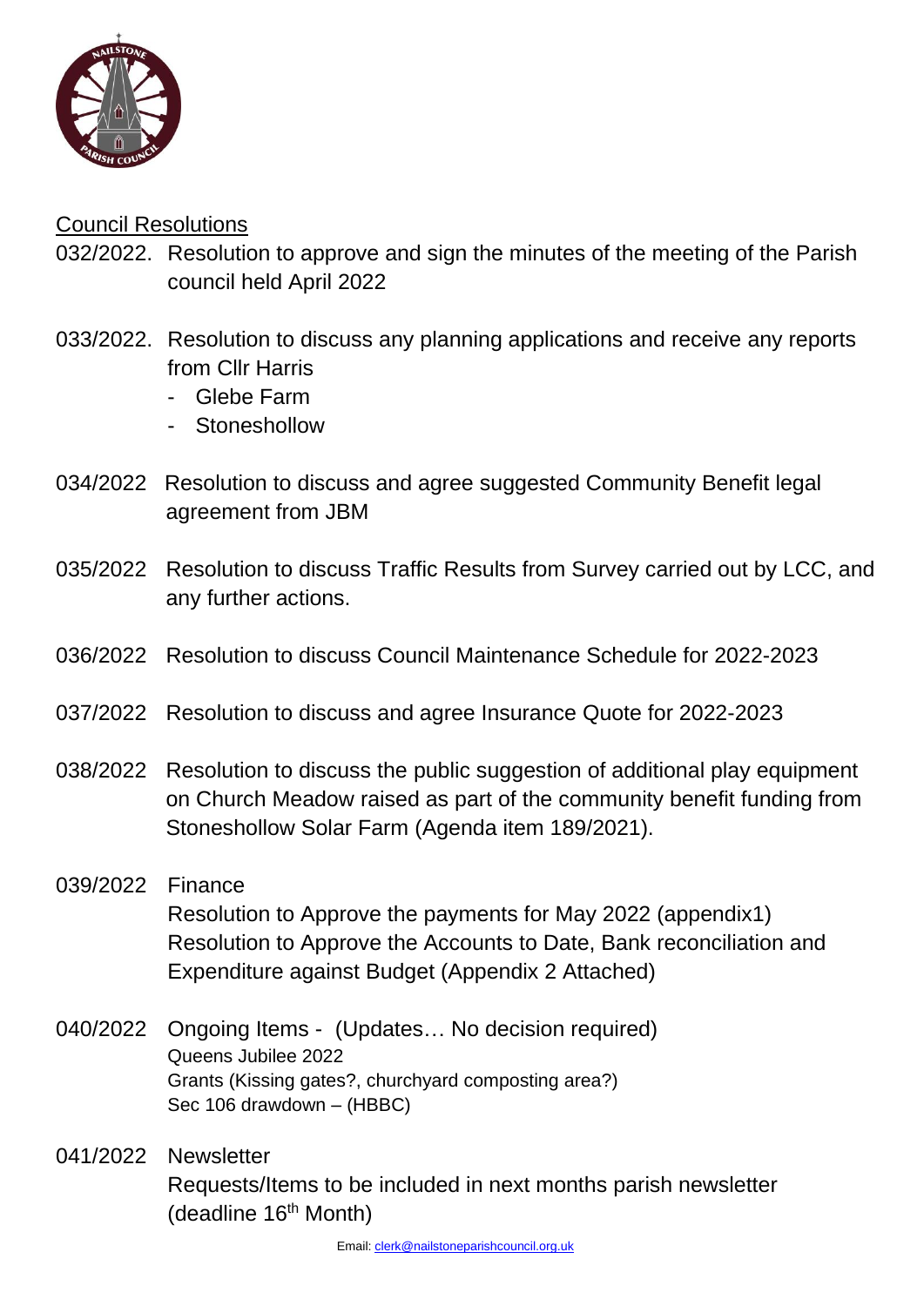Council Resolutions

032/2022. Resolution to approve and sign the minutes of the meeting of the Parish council held April 2022

033/2022. Resolution to discuss any planning applications and receive any reports from Cllr Harris
- Glebe Farm
- Stoneshollow

034/2022 Resolution to discuss and agree suggested Community Benefit legal agreement from JBM

035/2022 Resolution to discuss Traffic Results from Survey carried out by LCC, and any further actions.

036/2022 Resolution to discuss Council Maintenance Schedule for 2022-2023

037/2022 Resolution to discuss and agree Insurance Quote for 2022-2023

038/2022 Resolution to discuss the public suggestion of additional play equipment on Church Meadow raised as part of the community benefit funding from Stoneshollow Solar Farm (Agenda item 189/2021).

039/2022 Finance
Resolution to Approve the payments for May 2022 (appendix1)
Resolution to Approve the Accounts to Date, Bank reconciliation and Expenditure against Budget (Appendix 2 Attached)

040/2022 Ongoing Items - (Updates… No decision required)
Queens Jubilee 2022
Grants (Kissing gates?, churchyard composting area?)
Sec 106 drawdown – (HBBC)

041/2022 Newsletter
Requests/Items to be included in next months parish newsletter (deadline 16th Month)

Email: clerk@nailstoneparishcouncil.org.uk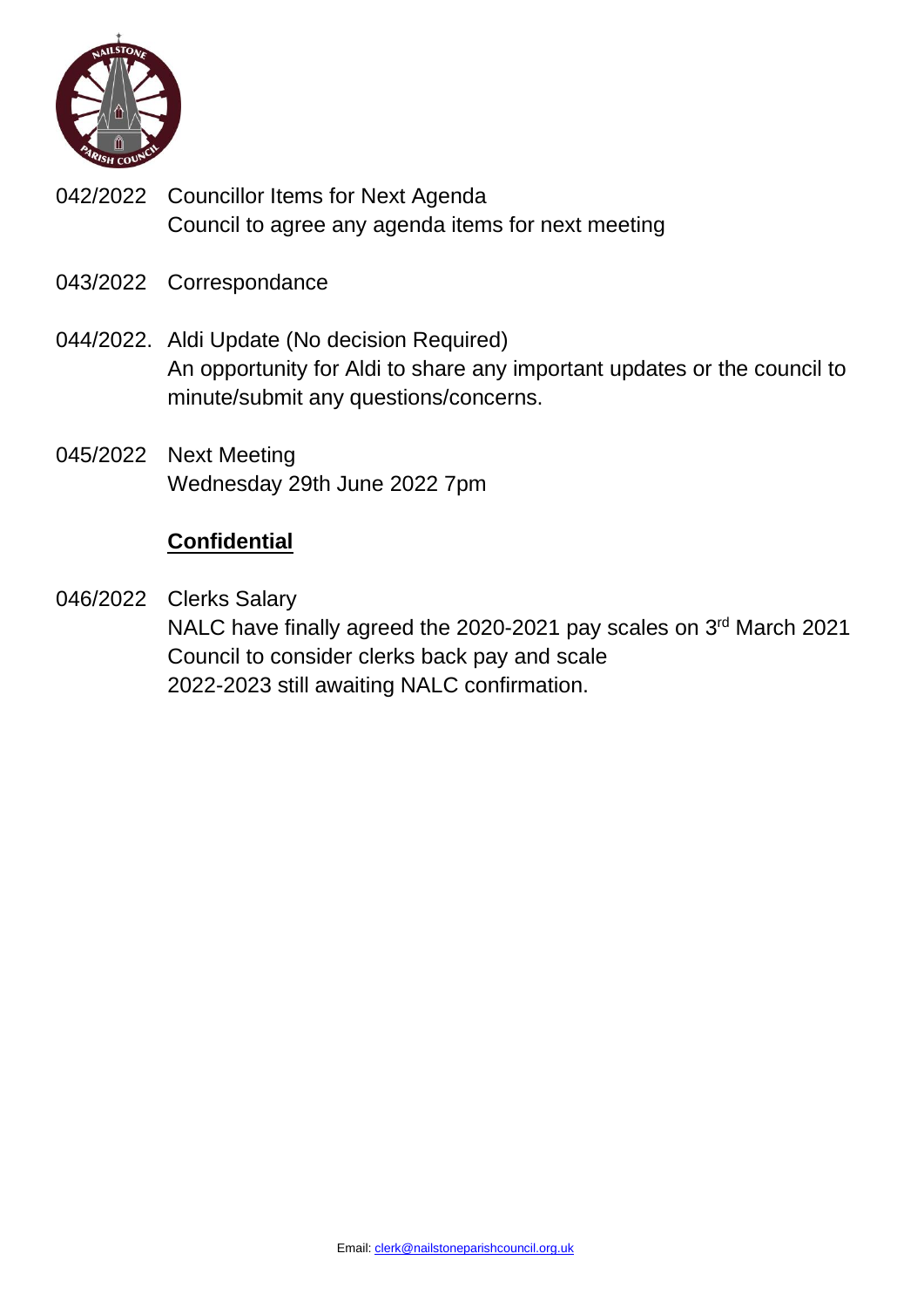042/2022 Councillor Items for Next Agenda
Council to agree any agenda items for next meeting

043/2022 Correspondance

044/2022. Aldi Update (No decision Required)
An opportunity for Aldi to share any important updates or the council to minute/submit any questions/concerns.

045/2022 Next Meeting
Wednesday 29th June 2022 7pm

**Confidential**

046/2022 Clerks Salary
NALC have finally agreed the 2020-2021 pay scales on 3rd March 2021
Council to consider clerks back pay and scale
2022-2023 still awaiting NALC confirmation.